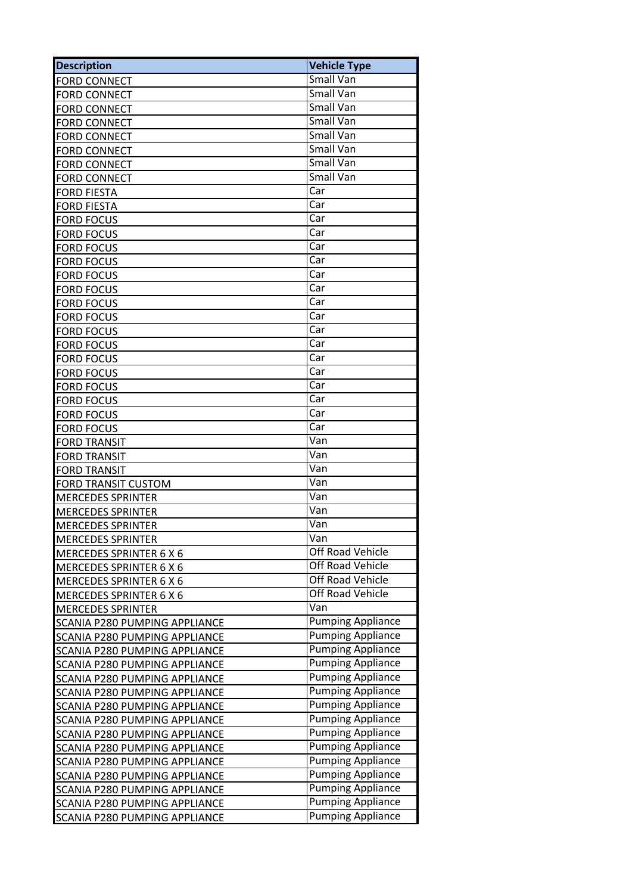| Description | Vehicle Type |
|---|---|
| FORD CONNECT | Small Van |
| FORD CONNECT | Small Van |
| FORD CONNECT | Small Van |
| FORD CONNECT | Small Van |
| FORD CONNECT | Small Van |
| FORD CONNECT | Small Van |
| FORD CONNECT | Small Van |
| FORD CONNECT | Small Van |
| FORD FIESTA | Car |
| FORD FIESTA | Car |
| FORD FOCUS | Car |
| FORD FOCUS | Car |
| FORD FOCUS | Car |
| FORD FOCUS | Car |
| FORD FOCUS | Car |
| FORD FOCUS | Car |
| FORD FOCUS | Car |
| FORD FOCUS | Car |
| FORD FOCUS | Car |
| FORD FOCUS | Car |
| FORD FOCUS | Car |
| FORD FOCUS | Car |
| FORD FOCUS | Car |
| FORD FOCUS | Car |
| FORD FOCUS | Car |
| FORD FOCUS | Car |
| FORD TRANSIT | Van |
| FORD TRANSIT | Van |
| FORD TRANSIT | Van |
| FORD TRANSIT CUSTOM | Van |
| MERCEDES SPRINTER | Van |
| MERCEDES SPRINTER | Van |
| MERCEDES SPRINTER | Van |
| MERCEDES SPRINTER | Van |
| MERCEDES SPRINTER 6 X 6 | Off Road Vehicle |
| MERCEDES SPRINTER 6 X 6 | Off Road Vehicle |
| MERCEDES SPRINTER 6 X 6 | Off Road Vehicle |
| MERCEDES SPRINTER 6 X 6 | Off Road Vehicle |
| MERCEDES SPRINTER | Van |
| SCANIA P280 PUMPING APPLIANCE | Pumping Appliance |
| SCANIA P280 PUMPING APPLIANCE | Pumping Appliance |
| SCANIA P280 PUMPING APPLIANCE | Pumping Appliance |
| SCANIA P280 PUMPING APPLIANCE | Pumping Appliance |
| SCANIA P280 PUMPING APPLIANCE | Pumping Appliance |
| SCANIA P280 PUMPING APPLIANCE | Pumping Appliance |
| SCANIA P280 PUMPING APPLIANCE | Pumping Appliance |
| SCANIA P280 PUMPING APPLIANCE | Pumping Appliance |
| SCANIA P280 PUMPING APPLIANCE | Pumping Appliance |
| SCANIA P280 PUMPING APPLIANCE | Pumping Appliance |
| SCANIA P280 PUMPING APPLIANCE | Pumping Appliance |
| SCANIA P280 PUMPING APPLIANCE | Pumping Appliance |
| SCANIA P280 PUMPING APPLIANCE | Pumping Appliance |
| SCANIA P280 PUMPING APPLIANCE | Pumping Appliance |
| SCANIA P280 PUMPING APPLIANCE | Pumping Appliance |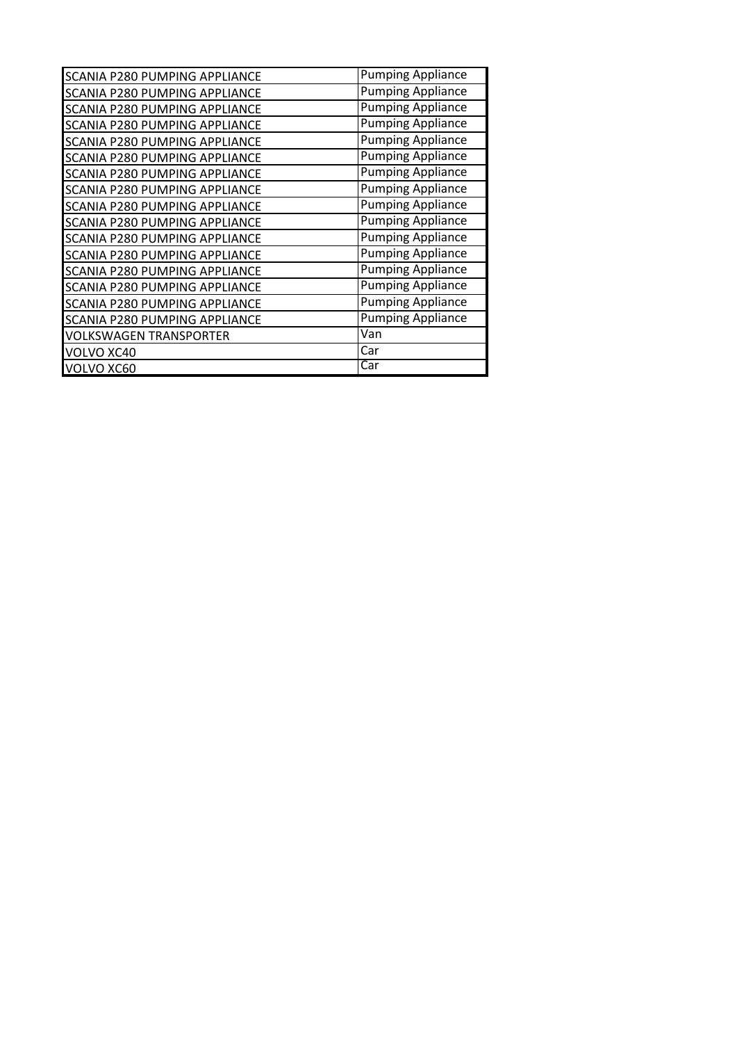| | |
|---|---|
| SCANIA P280 PUMPING APPLIANCE | Pumping Appliance |
| SCANIA P280 PUMPING APPLIANCE | Pumping Appliance |
| SCANIA P280 PUMPING APPLIANCE | Pumping Appliance |
| SCANIA P280 PUMPING APPLIANCE | Pumping Appliance |
| SCANIA P280 PUMPING APPLIANCE | Pumping Appliance |
| SCANIA P280 PUMPING APPLIANCE | Pumping Appliance |
| SCANIA P280 PUMPING APPLIANCE | Pumping Appliance |
| SCANIA P280 PUMPING APPLIANCE | Pumping Appliance |
| SCANIA P280 PUMPING APPLIANCE | Pumping Appliance |
| SCANIA P280 PUMPING APPLIANCE | Pumping Appliance |
| SCANIA P280 PUMPING APPLIANCE | Pumping Appliance |
| SCANIA P280 PUMPING APPLIANCE | Pumping Appliance |
| SCANIA P280 PUMPING APPLIANCE | Pumping Appliance |
| SCANIA P280 PUMPING APPLIANCE | Pumping Appliance |
| SCANIA P280 PUMPING APPLIANCE | Pumping Appliance |
| SCANIA P280 PUMPING APPLIANCE | Pumping Appliance |
| VOLKSWAGEN TRANSPORTER | Van |
| VOLVO XC40 | Car |
| VOLVO XC60 | Car |